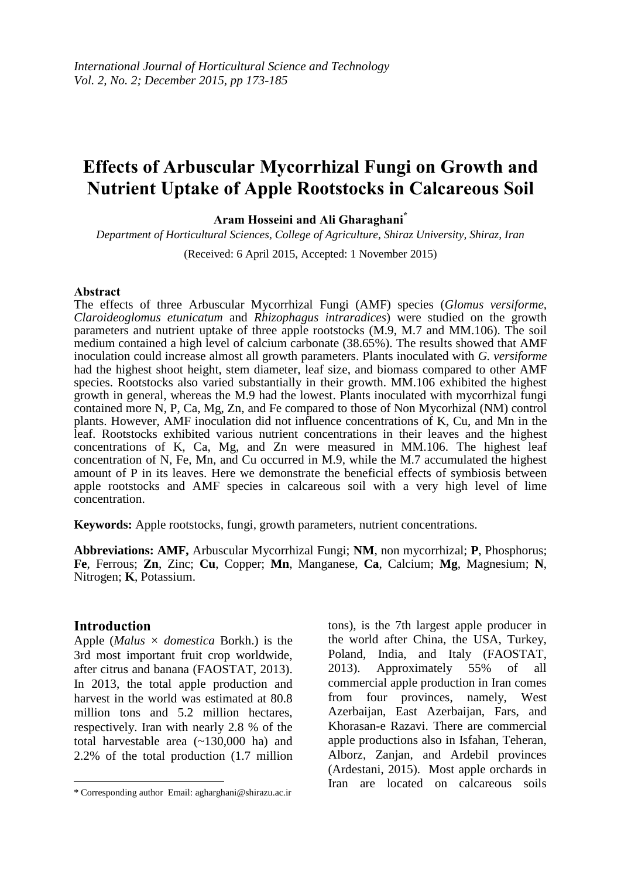# Effects of Arbuscular Mycorrhizal Fungi on Growth and Nutrient Uptake of Apple Rootstocks in Calcareous Soil

**Aram Hosseini and Ali Gharaghani***

*Department of Horticultural Sciences, College of Agriculture, Shiraz University, Shiraz, Iran*

(Received: 6 April 2015, Accepted: 1 November 2015)

## Abstract

The effects of three Arbuscular Mycorrhizal Fungi (AMF) species (*Glomus versiforme*, *Claroideoglomus etunicatum* and *Rhizophagus intraradices*) were studied on the growth parameters and nutrient uptake of three apple rootstocks (M.9, M.7 and MM.106). The soil medium contained a high level of calcium carbonate (38.65%). The results showed that AMF inoculation could increase almost all growth parameters. Plants inoculated with *G. versiforme* had the highest shoot height, stem diameter, leaf size, and biomass compared to other AMF species. Rootstocks also varied substantially in their growth. MM.106 exhibited the highest growth in general, whereas the M.9 had the lowest. Plants inoculated with mycorrhizal fungi contained more N, P, Ca, Mg, Zn, and Fe compared to those of Non Mycorhizal (NM) control plants. However, AMF inoculation did not influence concentrations of K, Cu, and Mn in the leaf. Rootstocks exhibited various nutrient concentrations in their leaves and the highest concentrations of K, Ca, Mg, and Zn were measured in MM.106. The highest leaf concentration of N, Fe, Mn, and Cu occurred in M.9, while the M.7 accumulated the highest amount of P in its leaves. Here we demonstrate the beneficial effects of symbiosis between apple rootstocks and AMF species in calcareous soil with a very high level of lime concentration.

**Keywords:** Apple rootstocks, fungi, growth parameters, nutrient concentrations.

**Abbreviations: AMF,** Arbuscular Mycorrhizal Fungi; **NM**, non mycorrhizal; **P**, Phosphorus; **Fe**, Ferrous; **Zn**, Zinc; **Cu**, Copper; **Mn**, Manganese, **Ca**, Calcium; **Mg**, Magnesium; **N**, Nitrogen; **K**, Potassium.

## Introduction

Apple (*Malus × domestica* Borkh.) is the 3rd most important fruit crop worldwide, after citrus and banana (FAOSTAT, 2013). In 2013, the total apple production and harvest in the world was estimated at 80.8 million tons and 5.2 million hectares, respectively. Iran with nearly 2.8 % of the total harvestable area (~130,000 ha) and 2.2% of the total production (1.7 million tons), is the 7th largest apple producer in the world after China, the USA, Turkey, Poland, India, and Italy (FAOSTAT, 2013). Approximately 55% of all commercial apple production in Iran comes from four provinces, namely, West Azerbaijan, East Azerbaijan, Fars, and Khorasan-e Razavi. There are commercial apple productions also in Isfahan, Teheran, Alborz, Zanjan, and Ardebil provinces (Ardestani, 2015). Most apple orchards in Iran are located on calcareous soils

* Corresponding author Email: agharghani@shirazu.ac.ir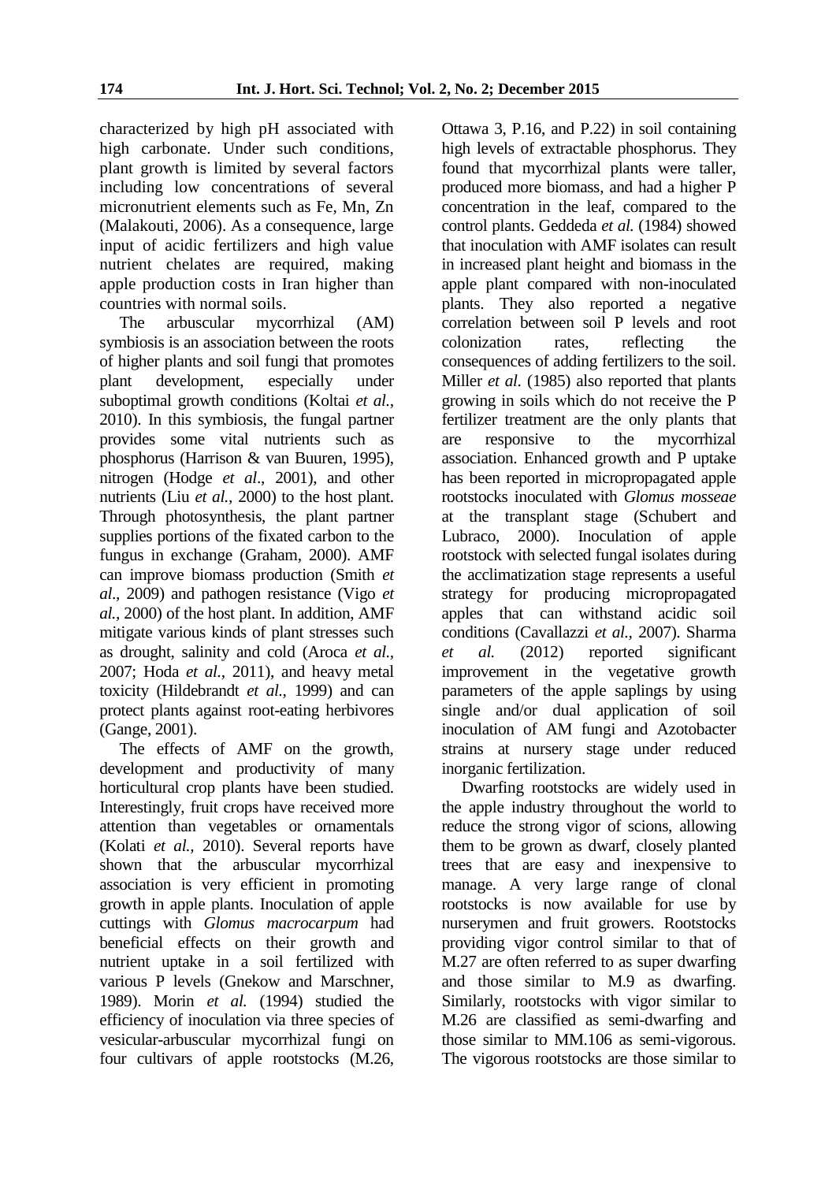characterized by high pH associated with high carbonate. Under such conditions, plant growth is limited by several factors including low concentrations of several micronutrient elements such as Fe, Mn, Zn (Malakouti, 2006). As a consequence, large input of acidic fertilizers and high value nutrient chelates are required, making apple production costs in Iran higher than countries with normal soils.

The arbuscular mycorrhizal (AM) symbiosis is an association between the roots of higher plants and soil fungi that promotes plant development, especially under suboptimal growth conditions (Koltai *et al.,* 2010). In this symbiosis, the fungal partner provides some vital nutrients such as phosphorus (Harrison & van Buuren, 1995), nitrogen (Hodge *et al*., 2001), and other nutrients (Liu *et al.,* 2000) to the host plant. Through photosynthesis, the plant partner supplies portions of the fixated carbon to the fungus in exchange (Graham, 2000). AMF can improve biomass production (Smith *et al*., 2009) and pathogen resistance (Vigo *et al.,* 2000) of the host plant. In addition, AMF mitigate various kinds of plant stresses such as drought, salinity and cold (Aroca *et al.,* 2007; Hoda *et al.,* 2011), and heavy metal toxicity (Hildebrandt *et al.,* 1999) and can protect plants against root-eating herbivores (Gange, 2001).

The effects of AMF on the growth, development and productivity of many horticultural crop plants have been studied. Interestingly, fruit crops have received more attention than vegetables or ornamentals (Kolati *et al.,* 2010). Several reports have shown that the arbuscular mycorrhizal association is very efficient in promoting growth in apple plants. Inoculation of apple cuttings with *Glomus macrocarpum* had beneficial effects on their growth and nutrient uptake in a soil fertilized with various P levels (Gnekow and Marschner, 1989). Morin *et al.* (1994) studied the efficiency of inoculation via three species of vesicular-arbuscular mycorrhizal fungi on four cultivars of apple rootstocks (M.26, Ottawa 3, P.16, and P.22) in soil containing high levels of extractable phosphorus. They found that mycorrhizal plants were taller, produced more biomass, and had a higher P concentration in the leaf, compared to the control plants. Geddeda *et al.* (1984) showed that inoculation with AMF isolates can result in increased plant height and biomass in the apple plant compared with non-inoculated plants. They also reported a negative correlation between soil P levels and root colonization rates, reflecting the consequences of adding fertilizers to the soil. Miller *et al*. (1985) also reported that plants growing in soils which do not receive the P fertilizer treatment are the only plants that are responsive to the mycorrhizal association. Enhanced growth and P uptake has been reported in micropropagated apple rootstocks inoculated with *Glomus mosseae* at the transplant stage (Schubert and Lubraco, 2000). Inoculation of apple rootstock with selected fungal isolates during the acclimatization stage represents a useful strategy for producing micropropagated apples that can withstand acidic soil conditions (Cavallazzi *et al.,* 2007). Sharma *et al.* (2012) reported significant improvement in the vegetative growth parameters of the apple saplings by using single and/or dual application of soil inoculation of AM fungi and Azotobacter strains at nursery stage under reduced inorganic fertilization.

Dwarfing rootstocks are widely used in the apple industry throughout the world to reduce the strong vigor of scions, allowing them to be grown as dwarf, closely planted trees that are easy and inexpensive to manage. A very large range of clonal rootstocks is now available for use by nurserymen and fruit growers. Rootstocks providing vigor control similar to that of M.27 are often referred to as super dwarfing and those similar to M.9 as dwarfing. Similarly, rootstocks with vigor similar to M.26 are classified as semi-dwarfing and those similar to MM.106 as semi-vigorous. The vigorous rootstocks are those similar to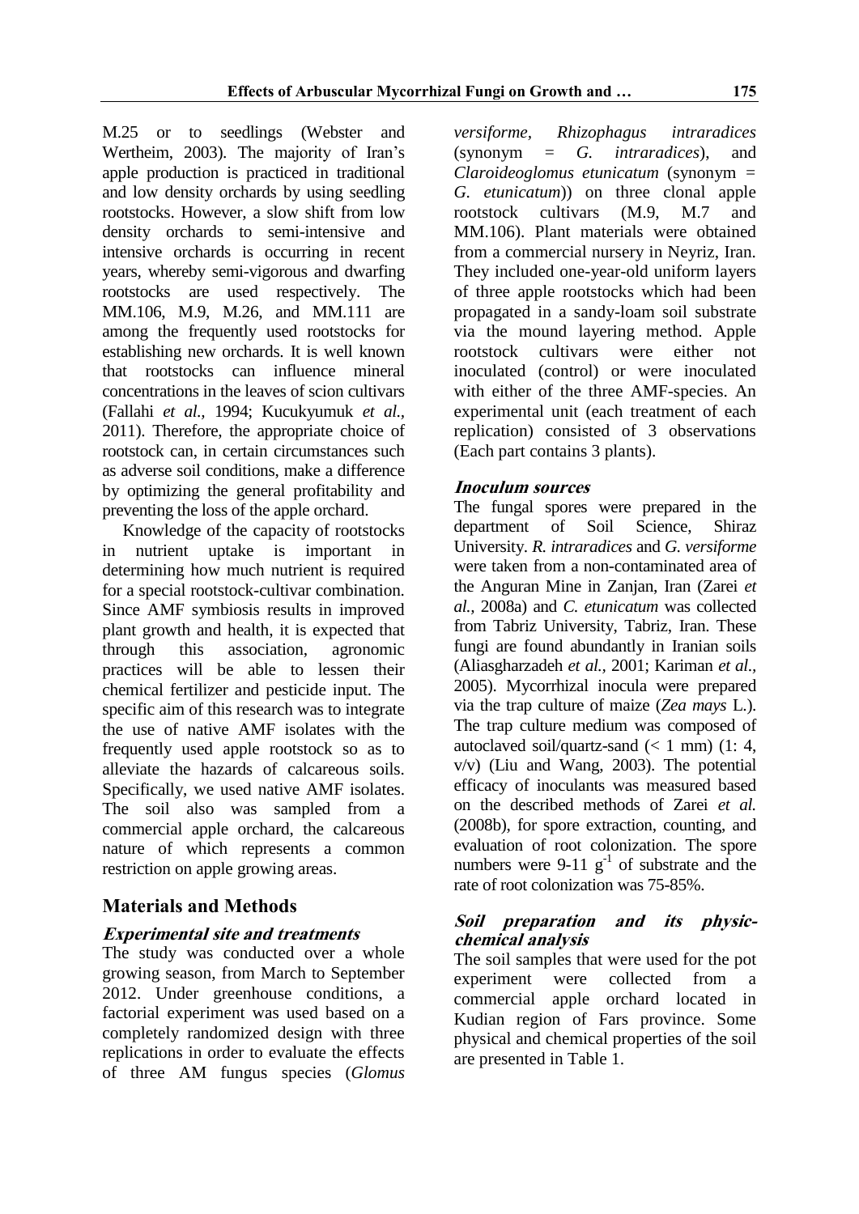M.25 or to seedlings (Webster and Wertheim, 2003). The majority of Iran's apple production is practiced in traditional and low density orchards by using seedling rootstocks. However, a slow shift from low density orchards to semi-intensive and intensive orchards is occurring in recent years, whereby semi-vigorous and dwarfing rootstocks are used respectively. The MM.106, M.9, M.26, and MM.111 are among the frequently used rootstocks for establishing new orchards. It is well known that rootstocks can influence mineral concentrations in the leaves of scion cultivars (Fallahi *et al*., 1994; Kucukyumuk *et al.,* 2011). Therefore, the appropriate choice of rootstock can, in certain circumstances such as adverse soil conditions, make a difference by optimizing the general profitability and preventing the loss of the apple orchard.

Knowledge of the capacity of rootstocks in nutrient uptake is important in determining how much nutrient is required for a special rootstock-cultivar combination. Since AMF symbiosis results in improved plant growth and health, it is expected that through this association, agronomic practices will be able to lessen their chemical fertilizer and pesticide input. The specific aim of this research was to integrate the use of native AMF isolates with the frequently used apple rootstock so as to alleviate the hazards of calcareous soils. Specifically, we used native AMF isolates. The soil also was sampled from a commercial apple orchard, the calcareous nature of which represents a common restriction on apple growing areas.

## Materials and Methods

### *Experimental site and treatments*

The study was conducted over a whole growing season, from March to September 2012. Under greenhouse conditions, a factorial experiment was used based on a completely randomized design with three replications in order to evaluate the effects of three AM fungus species (*Glomus versiforme*, *Rhizophagus intraradices* (synonym = *G. intraradices*), and *Claroideoglomus etunicatum* (synonym = *G. etunicatum*)) on three clonal apple rootstock cultivars (M.9, M.7 and MM.106). Plant materials were obtained from a commercial nursery in Neyriz, Iran. They included one-year-old uniform layers of three apple rootstocks which had been propagated in a sandy-loam soil substrate via the mound layering method. Apple rootstock cultivars were either not inoculated (control) or were inoculated with either of the three AMF-species. An experimental unit (each treatment of each replication) consisted of 3 observations (Each part contains 3 plants).

### *Inoculum sources*

The fungal spores were prepared in the department of Soil Science, Shiraz University. *R. intraradices* and *G. versiforme* were taken from a non-contaminated area of the Anguran Mine in Zanjan, Iran (Zarei *et al.,* 2008a) and *C. etunicatum* was collected from Tabriz University, Tabriz, Iran. These fungi are found abundantly in Iranian soils (Aliasgharzadeh *et al.,* 2001; Kariman *et al.,* 2005). Mycorrhizal inocula were prepared via the trap culture of maize (*Zea mays* L.). The trap culture medium was composed of autoclaved soil/quartz-sand (< 1 mm) (1: 4, v/v) (Liu and Wang, 2003). The potential efficacy of inoculants was measured based on the described methods of Zarei *et al.* (2008b), for spore extraction, counting, and evaluation of root colonization. The spore numbers were 9-11 $g^{-1}$ of substrate and the rate of root colonization was 75-85%.

### *Soil preparation and its physic-chemical analysis*

The soil samples that were used for the pot experiment were collected from a commercial apple orchard located in Kudian region of Fars province. Some physical and chemical properties of the soil are presented in Table 1.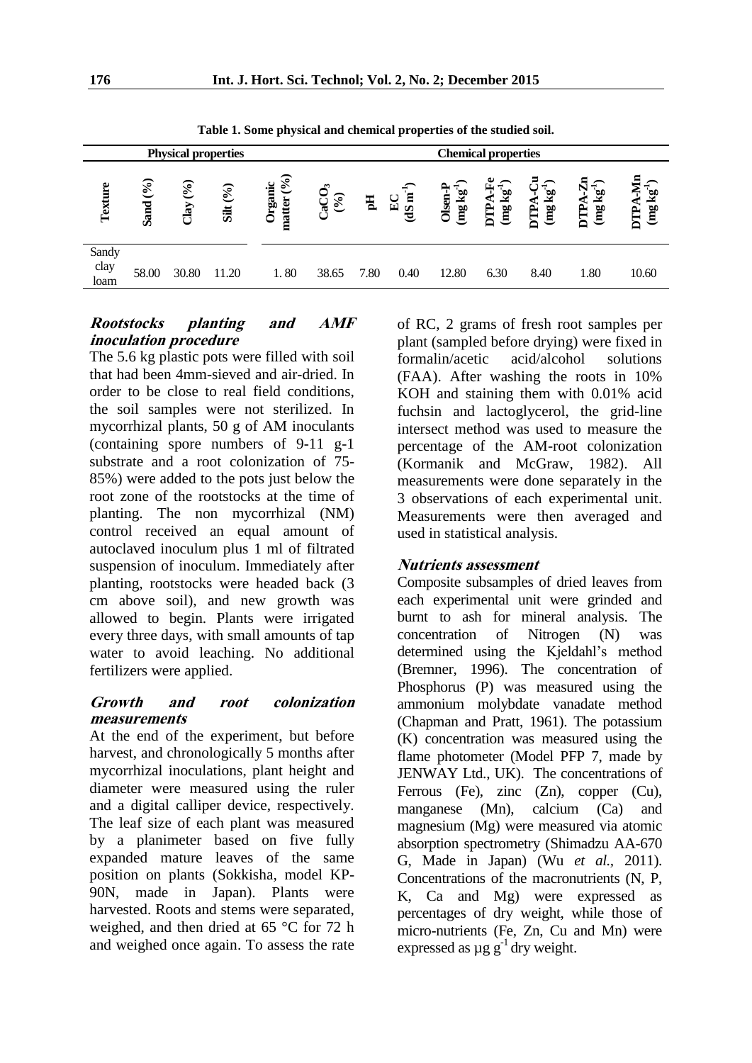**Table 1. Some physical and chemical properties of the studied soil.**

| Physical properties | | | | Chemical properties | | | | | | | | | |
|---|---|---|---|---|---|---|---|---|---|---|---|---|---|
| Texture | Sand (%) | Clay (%) | Silt (%) | Organic matter (%) | $CaCO_3$ (%) | pH | EC (dS $m^{-1}$) | Olsen-P (mg $kg^{-1}$) | DTPA-Fe (mg $kg^{-1}$) | DTPA-Cu (mg $kg^{-1}$) | DTPA-Zn (mg $kg^{-1}$) | DTPA-Mn (mg $kg^{-1}$) |
| Sandy clay loam | 58.00 | 30.80 | 11.20 | 1. 80 | 38.65 | 7.80 | 0.40 | 12.80 | 6.30 | 8.40 | 1.80 | 10.60 |

### *Rootstocks planting and AMF inoculation procedure*

The 5.6 kg plastic pots were filled with soil that had been 4mm-sieved and air-dried. In order to be close to real field conditions, the soil samples were not sterilized. In mycorrhizal plants, 50 g of AM inoculants (containing spore numbers of 9-11 g-1 substrate and a root colonization of 75-85%) were added to the pots just below the root zone of the rootstocks at the time of planting. The non mycorrhizal (NM) control received an equal amount of autoclaved inoculum plus 1 ml of filtrated suspension of inoculum. Immediately after planting, rootstocks were headed back (3 cm above soil), and new growth was allowed to begin. Plants were irrigated every three days, with small amounts of tap water to avoid leaching. No additional fertilizers were applied.

### *Growth and root colonization measurements*

At the end of the experiment, but before harvest, and chronologically 5 months after mycorrhizal inoculations, plant height and diameter were measured using the ruler and a digital calliper device, respectively. The leaf size of each plant was measured by a planimeter based on five fully expanded mature leaves of the same position on plants (Sokkisha, model KP-90N, made in Japan). Plants were harvested. Roots and stems were separated, weighed, and then dried at 65 °C for 72 h and weighed once again. To assess the rate of RC, 2 grams of fresh root samples per plant (sampled before drying) were fixed in formalin/acetic acid/alcohol solutions (FAA). After washing the roots in 10% KOH and staining them with 0.01% acid fuchsin and lactoglycerol, the grid-line intersect method was used to measure the percentage of the AM-root colonization (Kormanik and McGraw, 1982). All measurements were done separately in the 3 observations of each experimental unit. Measurements were then averaged and used in statistical analysis.

### *Nutrients assessment*

Composite subsamples of dried leaves from each experimental unit were grinded and burnt to ash for mineral analysis. The concentration of Nitrogen (N) was determined using the Kjeldahl's method (Bremner, 1996). The concentration of Phosphorus (P) was measured using the ammonium molybdate vanadate method (Chapman and Pratt, 1961). The potassium (K) concentration was measured using the flame photometer (Model PFP 7, made by JENWAY Ltd., UK). The concentrations of Ferrous (Fe), zinc (Zn), copper (Cu), manganese (Mn), calcium (Ca) and magnesium (Mg) were measured via atomic absorption spectrometry (Shimadzu AA-670 G, Made in Japan) (Wu *et al.*, 2011). Concentrations of the macronutrients (N, P, K, Ca and Mg) were expressed as percentages of dry weight, while those of micro-nutrients (Fe, Zn, Cu and Mn) were expressed as µg $g^{-1}$ dry weight.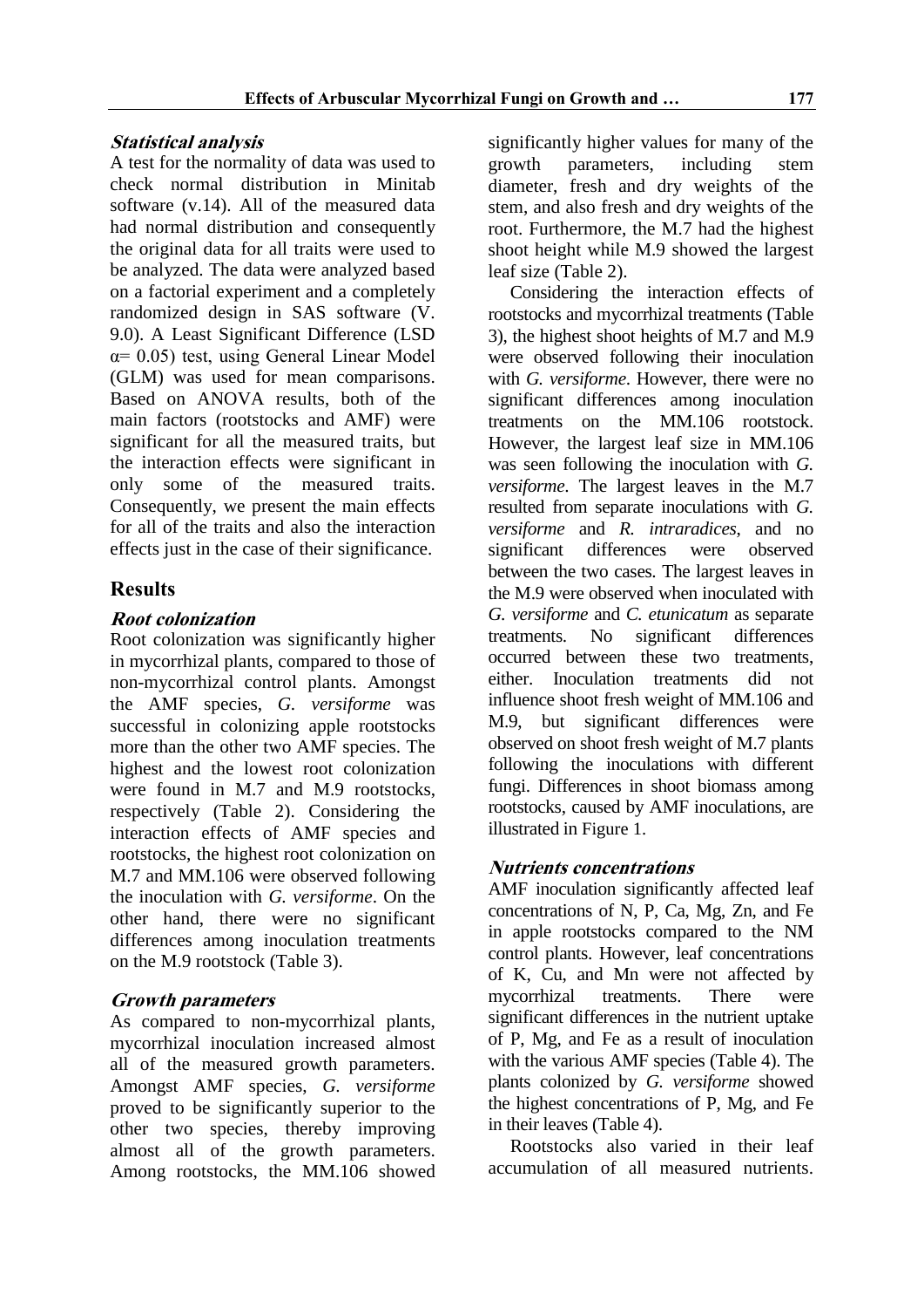### *Statistical analysis*

A test for the normality of data was used to check normal distribution in Minitab software (v.14). All of the measured data had normal distribution and consequently the original data for all traits were used to be analyzed. The data were analyzed based on a factorial experiment and a completely randomized design in SAS software (V. 9.0). A Least Significant Difference (LSD $\alpha$= 0.05) test, using General Linear Model (GLM) was used for mean comparisons. Based on ANOVA results, both of the main factors (rootstocks and AMF) were significant for all the measured traits, but the interaction effects were significant in only some of the measured traits. Consequently, we present the main effects for all of the traits and also the interaction effects just in the case of their significance.

## Results

### *Root colonization*

Root colonization was significantly higher in mycorrhizal plants, compared to those of non-mycorrhizal control plants. Amongst the AMF species, *G. versiforme* was successful in colonizing apple rootstocks more than the other two AMF species. The highest and the lowest root colonization were found in M.7 and M.9 rootstocks, respectively (Table 2). Considering the interaction effects of AMF species and rootstocks, the highest root colonization on M.7 and MM.106 were observed following the inoculation with *G. versiforme*. On the other hand, there were no significant differences among inoculation treatments on the M.9 rootstock (Table 3).

### *Growth parameters*

As compared to non-mycorrhizal plants, mycorrhizal inoculation increased almost all of the measured growth parameters. Amongst AMF species, *G. versiforme* proved to be significantly superior to the other two species, thereby improving almost all of the growth parameters. Among rootstocks, the MM.106 showed significantly higher values for many of the growth parameters, including stem diameter, fresh and dry weights of the stem, and also fresh and dry weights of the root. Furthermore, the M.7 had the highest shoot height while M.9 showed the largest leaf size (Table 2).

Considering the interaction effects of rootstocks and mycorrhizal treatments (Table 3), the highest shoot heights of M.7 and M.9 were observed following their inoculation with *G. versiforme*. However, there were no significant differences among inoculation treatments on the MM.106 rootstock. However, the largest leaf size in MM.106 was seen following the inoculation with *G. versiforme*. The largest leaves in the M.7 resulted from separate inoculations with *G. versiforme* and *R. intraradices*, and no significant differences were observed between the two cases. The largest leaves in the M.9 were observed when inoculated with *G. versiforme* and *C. etunicatum* as separate treatments. No significant differences occurred between these two treatments, either. Inoculation treatments did not influence shoot fresh weight of MM.106 and M.9, but significant differences were observed on shoot fresh weight of M.7 plants following the inoculations with different fungi. Differences in shoot biomass among rootstocks, caused by AMF inoculations, are illustrated in Figure 1.

### *Nutrients concentrations*

AMF inoculation significantly affected leaf concentrations of N, P, Ca, Mg, Zn, and Fe in apple rootstocks compared to the NM control plants. However, leaf concentrations of K, Cu, and Mn were not affected by mycorrhizal treatments. There were significant differences in the nutrient uptake of P, Mg, and Fe as a result of inoculation with the various AMF species (Table 4). The plants colonized by *G. versiforme* showed the highest concentrations of P, Mg, and Fe in their leaves (Table 4).

Rootstocks also varied in their leaf accumulation of all measured nutrients.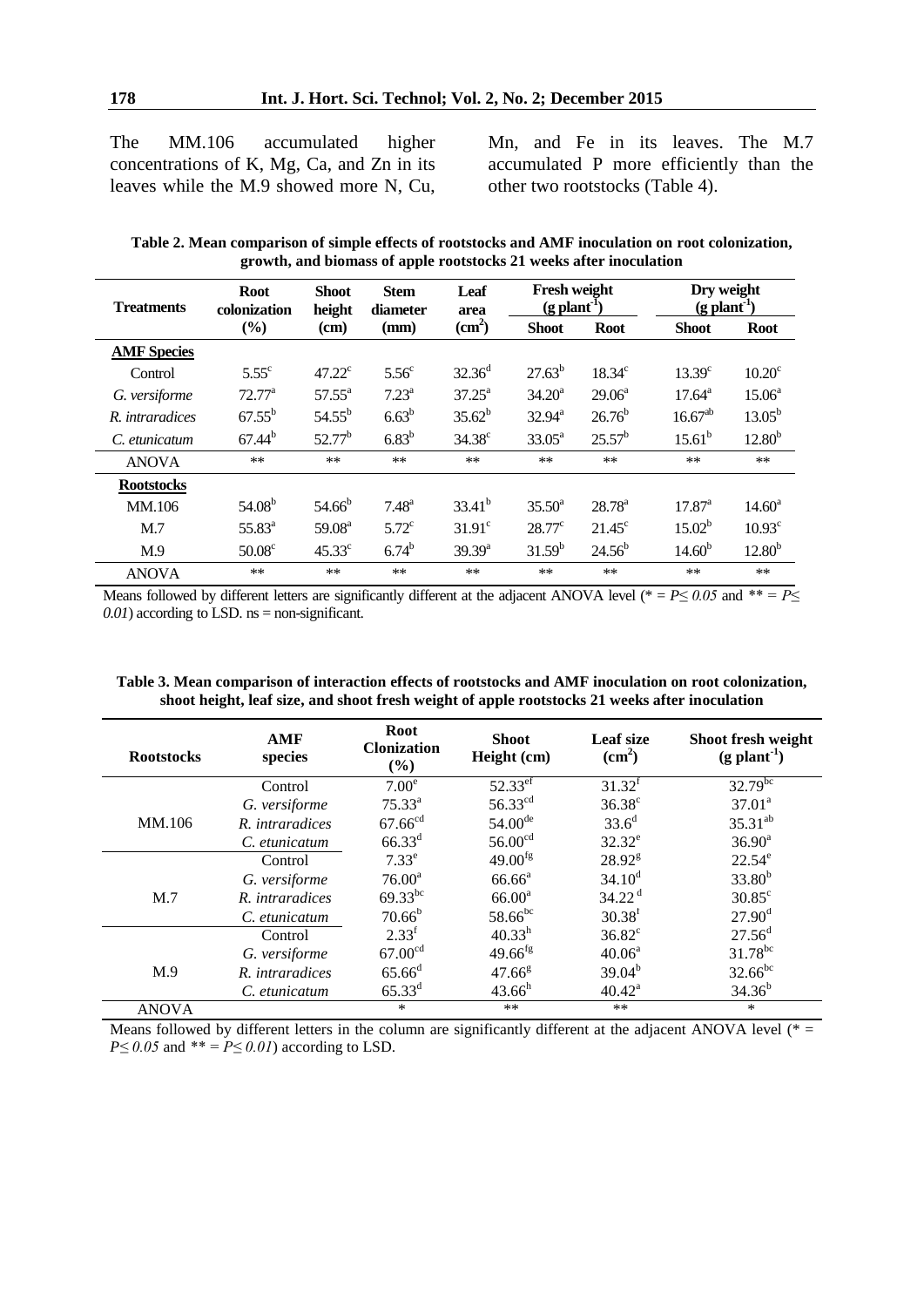The MM.106 accumulated higher concentrations of K, Mg, Ca, and Zn in its leaves while the M.9 showed more N, Cu, Mn, and Fe in its leaves. The M.7 accumulated P more efficiently than the other two rootstocks (Table 4).

**Table 2. Mean comparison of simple effects of rootstocks and AMF inoculation on root colonization, growth, and biomass of apple rootstocks 21 weeks after inoculation**

| Treatments | Root colonization (%) | Shoot height (cm) | Stem diameter (mm) | Leaf area ($cm^2$) | Fresh weight ($g\ plant^{-1}$) | | Dry weight ($g\ plant^{-1}$) | |
|---|---|---|---|---|---|---|---|---|
| | | | | | Shoot | Root | Shoot | Root |
| **AMF Species** | | | | | | | | |
| Control | $5.55^{c}$ | $47.22^{c}$ | $5.56^{c}$ | $32.36^{d}$ | $27.63^{b}$ | $18.34^{c}$ | $13.39^{c}$ | $10.20^{c}$ |
| *G. versiforme* | $72.77^{a}$ | $57.55^{a}$ | $7.23^{a}$ | $37.25^{a}$ | $34.20^{a}$ | $29.06^{a}$ | $17.64^{a}$ | $15.06^{a}$ |
| *R. intraradices* | $67.55^{b}$ | $54.55^{b}$ | $6.63^{b}$ | $35.62^{b}$ | $32.94^{a}$ | $26.76^{b}$ | $16.67^{ab}$ | $13.05^{b}$ |
| *C. etunicatum* | $67.44^{b}$ | $52.77^{b}$ | $6.83^{b}$ | $34.38^{c}$ | $33.05^{a}$ | $25.57^{b}$ | $15.61^{b}$ | $12.80^{b}$ |
| ANOVA | ** | ** | ** | ** | ** | ** | ** | ** |
| **Rootstocks** | | | | | | | | |
| MM.106 | $54.08^{b}$ | $54.66^{b}$ | $7.48^{a}$ | $33.41^{b}$ | $35.50^{a}$ | $28.78^{a}$ | $17.87^{a}$ | $14.60^{a}$ |
| M.7 | $55.83^{a}$ | $59.08^{a}$ | $5.72^{c}$ | $31.91^{c}$ | $28.77^{c}$ | $21.45^{c}$ | $15.02^{b}$ | $10.93^{c}$ |
| M.9 | $50.08^{c}$ | $45.33^{c}$ | $6.74^{b}$ | $39.39^{a}$ | $31.59^{b}$ | $24.56^{b}$ | $14.60^{b}$ | $12.80^{b}$ |
| ANOVA | ** | ** | ** | ** | ** | ** | ** | ** |

Means followed by different letters are significantly different at the adjacent ANOVA level (* = $P \leq 0.05$ and ** = $P \leq 0.01$) according to LSD. ns = non-significant.

**Table 3. Mean comparison of interaction effects of rootstocks and AMF inoculation on root colonization, shoot height, leaf size, and shoot fresh weight of apple rootstocks 21 weeks after inoculation**

| Rootstocks | AMF species | Root Clonization (%) | Shoot Height (cm) | Leaf size ($cm^2$) | Shoot fresh weight ($g\ plant^{-1}$) |
|---|---|---|---|---|---|
| MM.106 | Control | $7.00^{e}$ | $52.33^{ef}$ | $31.32^{f}$ | $32.79^{bc}$ |
| | *G. versiforme* | $75.33^{a}$ | $56.33^{cd}$ | $36.38^{c}$ | $37.01^{a}$ |
| | *R. intraradices* | $67.66^{cd}$ | $54.00^{de}$ | $33.6^{d}$ | $35.31^{ab}$ |
| | *C. etunicatum* | $66.33^{d}$ | $56.00^{cd}$ | $32.32^{e}$ | $36.90^{a}$ |
| M.7 | Control | $7.33^{e}$ | $49.00^{fg}$ | $28.92^{g}$ | $22.54^{e}$ |
| | *G. versiforme* | $76.00^{a}$ | $66.66^{a}$ | $34.10^{d}$ | $33.80^{b}$ |
| | *R. intraradices* | $69.33^{bc}$ | $66.00^{a}$ | $34.22^{d}$ | $30.85^{c}$ |
| | *C. etunicatum* | $70.66^{b}$ | $58.66^{bc}$ | $30.38^{f}$ | $27.90^{d}$ |
| M.9 | Control | $2.33^{f}$ | $40.33^{h}$ | $36.82^{c}$ | $27.56^{d}$ |
| | *G. versiforme* | $67.00^{cd}$ | $49.66^{fg}$ | $40.06^{a}$ | $31.78^{bc}$ |
| | *R. intraradices* | $65.66^{d}$ | $47.66^{g}$ | $39.04^{b}$ | $32.66^{bc}$ |
| | *C. etunicatum* | $65.33^{d}$ | $43.66^{h}$ | $40.42^{a}$ | $34.36^{b}$ |
| ANOVA | | * | ** | ** | * |

Means followed by different letters in the column are significantly different at the adjacent ANOVA level (* = $P \leq 0.05$ and ** = $P \leq 0.01$) according to LSD.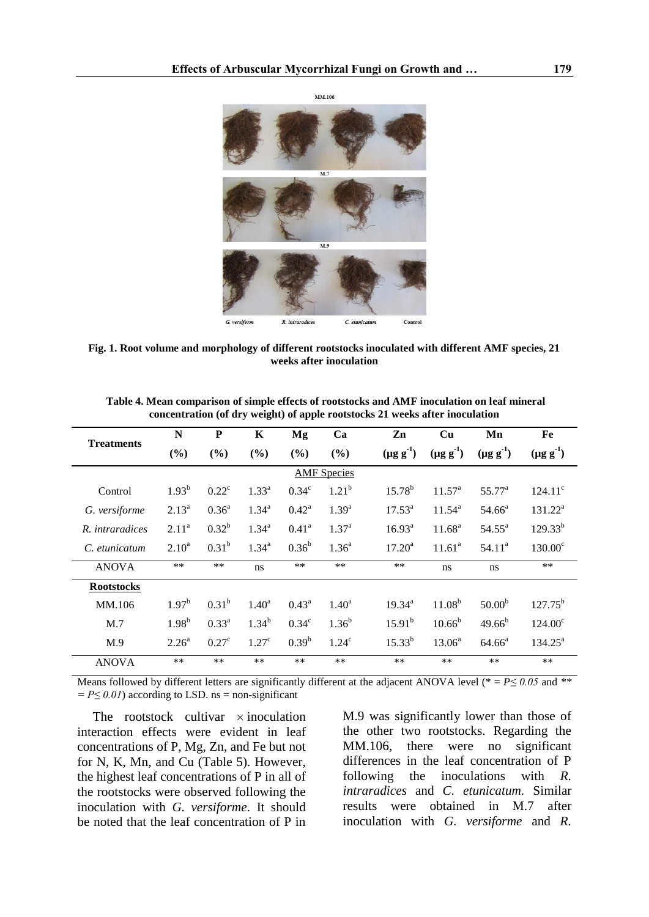MM.106

M.7

M.9

G. versiform R. intraradices C. etunicatum Control

**Fig. 1. Root volume and morphology of different rootstocks inoculated with different AMF species, 21 weeks after inoculation**

**Table 4. Mean comparison of simple effects of rootstocks and AMF inoculation on leaf mineral concentration (of dry weight) of apple rootstocks 21 weeks after inoculation**

| Treatments | N (%) | P (%) | K (%) | Mg (%) | Ca (%) | Zn ($\mu g\ g^{-1}$) | Cu ($\mu g\ g^{-1}$) | Mn ($\mu g\ g^{-1}$) | Fe ($\mu g\ g^{-1}$) |
|---|---|---|---|---|---|---|---|---|---|
| | | | | | AMF Species | | | | |
| Control | $1.93^{b}$ | $0.22^{c}$ | $1.33^{a}$ | $0.34^{c}$ | $1.21^{b}$ | $15.78^{b}$ | $11.57^{a}$ | $55.77^{a}$ | $124.11^{c}$ |
| *G. versiforme* | $2.13^{a}$ | $0.36^{a}$ | $1.34^{a}$ | $0.42^{a}$ | $1.39^{a}$ | $17.53^{a}$ | $11.54^{a}$ | $54.66^{a}$ | $131.22^{a}$ |
| *R. intraradices* | $2.11^{a}$ | $0.32^{b}$ | $1.34^{a}$ | $0.41^{a}$ | $1.37^{a}$ | $16.93^{a}$ | $11.68^{a}$ | $54.55^{a}$ | $129.33^{b}$ |
| *C. etunicatum* | $2.10^{a}$ | $0.31^{b}$ | $1.34^{a}$ | $0.36^{b}$ | $1.36^{a}$ | $17.20^{a}$ | $11.61^{a}$ | $54.11^{a}$ | $130.00^{c}$ |
| ANOVA | ** | ** | ns | ** | ** | ** | ns | ns | ** |
| **Rootstocks** | | | | | | | | | |
| MM.106 | $1.97^{b}$ | $0.31^{b}$ | $1.40^{a}$ | $0.43^{a}$ | $1.40^{a}$ | $19.34^{a}$ | $11.08^{b}$ | $50.00^{b}$ | $127.75^{b}$ |
| M.7 | $1.98^{b}$ | $0.33^{a}$ | $1.34^{b}$ | $0.34^{c}$ | $1.36^{b}$ | $15.91^{b}$ | $10.66^{b}$ | $49.66^{b}$ | $124.00^{c}$ |
| M.9 | $2.26^{a}$ | $0.27^{c}$ | $1.27^{c}$ | $0.39^{b}$ | $1.24^{c}$ | $15.33^{b}$ | $13.06^{a}$ | $64.66^{a}$ | $134.25^{a}$ |
| ANOVA | ** | ** | ** | ** | ** | ** | ** | ** | ** |

Means followed by different letters are significantly different at the adjacent ANOVA level (* = $P \leq 0.05$ and ** = $P \leq 0.01$) according to LSD. ns = non-significant

The rootstock cultivar × inoculation interaction effects were evident in leaf concentrations of P, Mg, Zn, and Fe but not for N, K, Mn, and Cu (Table 5). However, the highest leaf concentrations of P in all of the rootstocks were observed following the inoculation with *G. versiforme*. It should be noted that the leaf concentration of P in M.9 was significantly lower than those of the other two rootstocks. Regarding the MM.106, there were no significant differences in the leaf concentration of P following the inoculations with *R. intraradices* and *C. etunicatum*. Similar results were obtained in M.7 after inoculation with *G. versiforme* and *R.*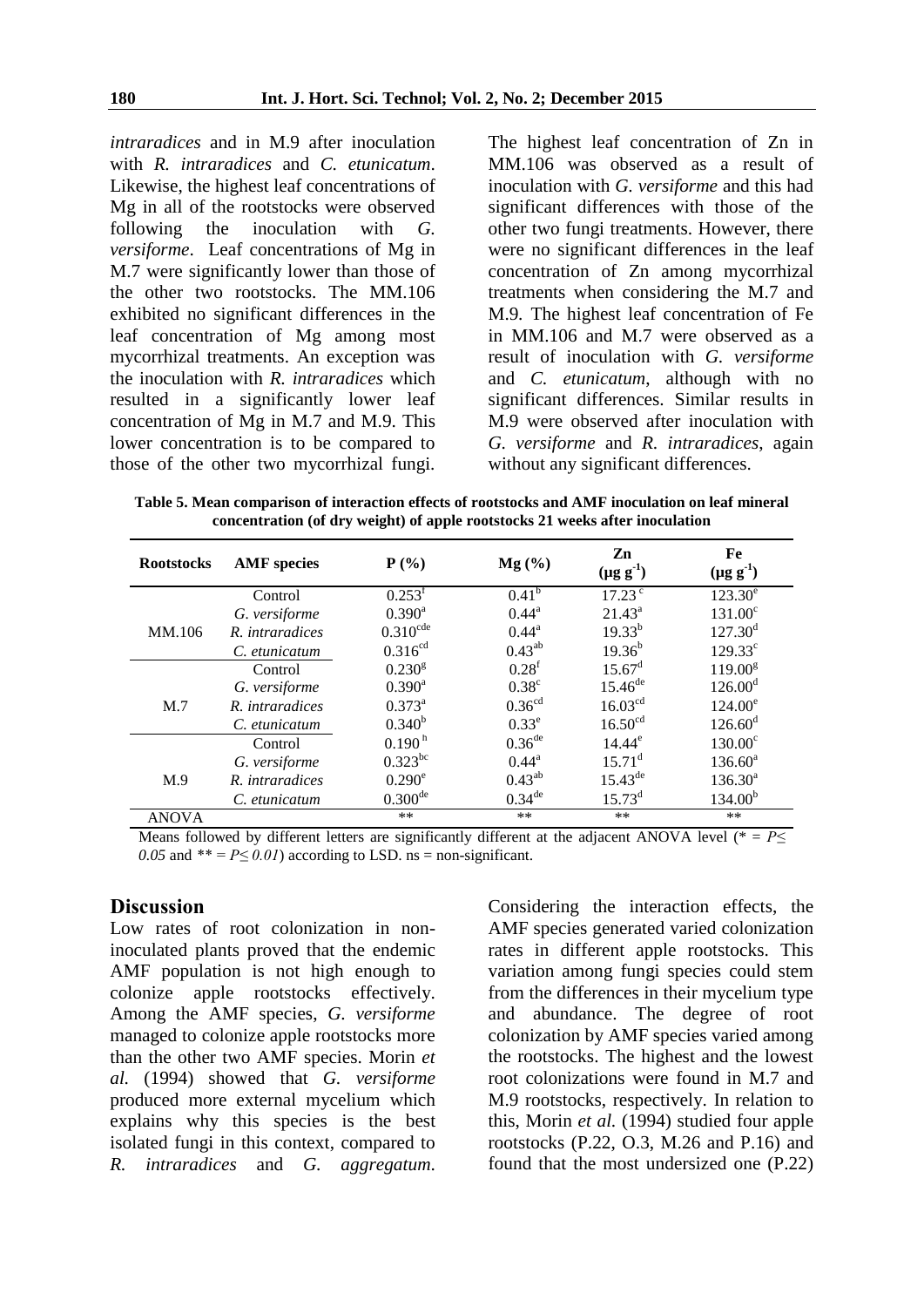*intraradices* and in M.9 after inoculation with *R. intraradices* and *C. etunicatum*. Likewise, the highest leaf concentrations of Mg in all of the rootstocks were observed following the inoculation with *G. versiforme*. Leaf concentrations of Mg in M.7 were significantly lower than those of the other two rootstocks. The MM.106 exhibited no significant differences in the leaf concentration of Mg among most mycorrhizal treatments. An exception was the inoculation with *R. intraradices* which resulted in a significantly lower leaf concentration of Mg in M.7 and M.9. This lower concentration is to be compared to those of the other two mycorrhizal fungi. The highest leaf concentration of Zn in MM.106 was observed as a result of inoculation with *G. versiforme* and this had significant differences with those of the other two fungi treatments. However, there were no significant differences in the leaf concentration of Zn among mycorrhizal treatments when considering the M.7 and M.9. The highest leaf concentration of Fe in MM.106 and M.7 were observed as a result of inoculation with *G. versiforme* and *C. etunicatum*, although with no significant differences. Similar results in M.9 were observed after inoculation with *G. versiforme* and *R. intraradices*, again without any significant differences.

**Table 5. Mean comparison of interaction effects of rootstocks and AMF inoculation on leaf mineral concentration (of dry weight) of apple rootstocks 21 weeks after inoculation**

| Rootstocks | AMF species | P (%) | Mg (%) | Zn ($\mu g\ g^{-1}$) | Fe ($\mu g\ g^{-1}$) |
|---|---|---|---|---|---|
| MM.106 | Control | $0.253^{f}$ | $0.41^{b}$ | $17.23^{c}$ | $123.30^{e}$ |
| | *G. versiforme* | $0.390^{a}$ | $0.44^{a}$ | $21.43^{a}$ | $131.00^{c}$ |
| | *R. intraradices* | $0.310^{cde}$ | $0.44^{a}$ | $19.33^{b}$ | $127.30^{d}$ |
| | *C. etunicatum* | $0.316^{cd}$ | $0.43^{ab}$ | $19.36^{b}$ | $129.33^{c}$ |
| M.7 | Control | $0.230^{g}$ | $0.28^{f}$ | $15.67^{d}$ | $119.00^{g}$ |
| | *G. versiforme* | $0.390^{a}$ | $0.38^{c}$ | $15.46^{de}$ | $126.00^{d}$ |
| | *R. intraradices* | $0.373^{a}$ | $0.36^{cd}$ | $16.03^{cd}$ | $124.00^{e}$ |
| | *C. etunicatum* | $0.340^{b}$ | $0.33^{e}$ | $16.50^{cd}$ | $126.60^{d}$ |
| M.9 | Control | $0.190^{h}$ | $0.36^{de}$ | $14.44^{e}$ | $130.00^{c}$ |
| | *G. versiforme* | $0.323^{bc}$ | $0.44^{a}$ | $15.71^{d}$ | $136.60^{a}$ |
| | *R. intraradices* | $0.290^{e}$ | $0.43^{ab}$ | $15.43^{de}$ | $136.30^{a}$ |
| | *C. etunicatum* | $0.300^{de}$ | $0.34^{de}$ | $15.73^{d}$ | $134.00^{b}$ |
| ANOVA | | ** | ** | ** | ** |

Means followed by different letters are significantly different at the adjacent ANOVA level (* = $P \leq 0.05$ and ** = $P \leq 0.01$) according to LSD. ns = non-significant.

## Discussion

Low rates of root colonization in non-inoculated plants proved that the endemic AMF population is not high enough to colonize apple rootstocks effectively. Among the AMF species, *G. versiforme* managed to colonize apple rootstocks more than the other two AMF species. Morin *et al.* (1994) showed that *G. versiforme* produced more external mycelium which explains why this species is the best isolated fungi in this context, compared to *R. intraradices* and *G. aggregatum*. Considering the interaction effects, the AMF species generated varied colonization rates in different apple rootstocks. This variation among fungi species could stem from the differences in their mycelium type and abundance. The degree of root colonization by AMF species varied among the rootstocks. The highest and the lowest root colonizations were found in M.7 and M.9 rootstocks, respectively. In relation to this, Morin *et al.* (1994) studied four apple rootstocks (P.22, O.3, M.26 and P.16) and found that the most undersized one (P.22)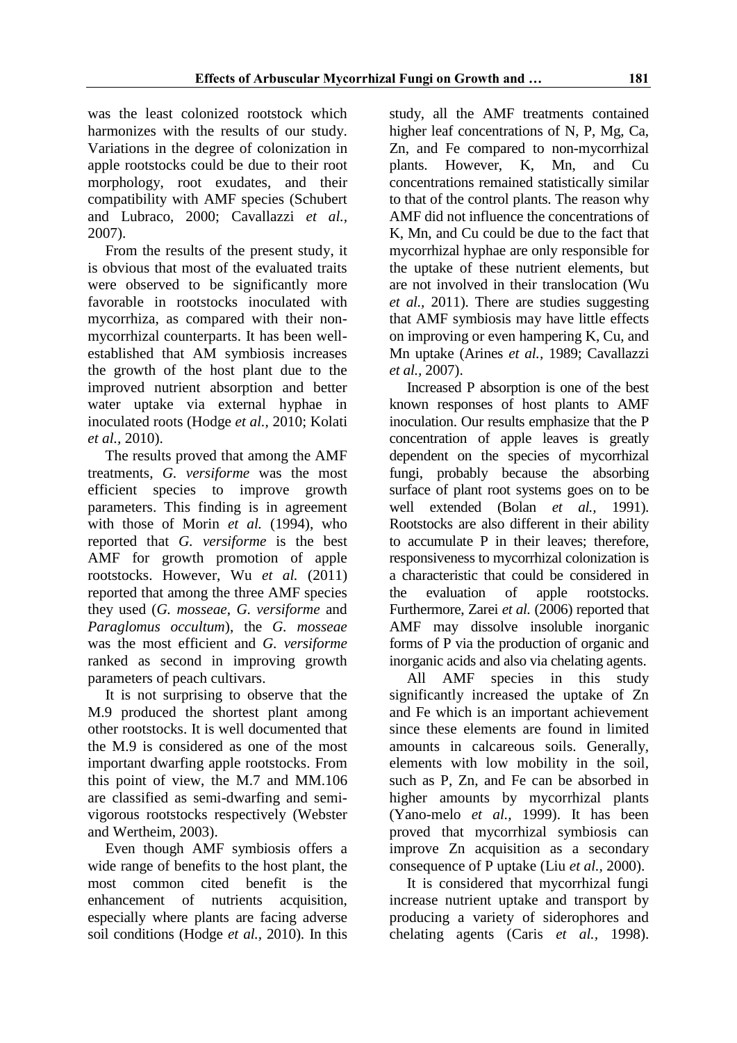was the least colonized rootstock which harmonizes with the results of our study. Variations in the degree of colonization in apple rootstocks could be due to their root morphology, root exudates, and their compatibility with AMF species (Schubert and Lubraco, 2000; Cavallazzi *et al.*, 2007).

From the results of the present study, it is obvious that most of the evaluated traits were observed to be significantly more favorable in rootstocks inoculated with mycorrhiza, as compared with their non-mycorrhizal counterparts. It has been well-established that AM symbiosis increases the growth of the host plant due to the improved nutrient absorption and better water uptake via external hyphae in inoculated roots (Hodge *et al.,* 2010; Kolati *et al.*, 2010).

The results proved that among the AMF treatments, *G. versiforme* was the most efficient species to improve growth parameters. This finding is in agreement with those of Morin *et al.* (1994), who reported that *G. versiforme* is the best AMF for growth promotion of apple rootstocks. However, Wu *et al.* (2011) reported that among the three AMF species they used (*G. mosseae*, *G. versiforme* and *Paraglomus occultum*), the *G. mosseae* was the most efficient and *G. versiforme* ranked as second in improving growth parameters of peach cultivars.

It is not surprising to observe that the M.9 produced the shortest plant among other rootstocks. It is well documented that the M.9 is considered as one of the most important dwarfing apple rootstocks. From this point of view, the M.7 and MM.106 are classified as semi-dwarfing and semi-vigorous rootstocks respectively (Webster and Wertheim, 2003).

Even though AMF symbiosis offers a wide range of benefits to the host plant, the most common cited benefit is the enhancement of nutrients acquisition, especially where plants are facing adverse soil conditions (Hodge *et al.,* 2010). In this study, all the AMF treatments contained higher leaf concentrations of N, P, Mg, Ca, Zn, and Fe compared to non-mycorrhizal plants. However, K, Mn, and Cu concentrations remained statistically similar to that of the control plants. The reason why AMF did not influence the concentrations of K, Mn, and Cu could be due to the fact that mycorrhizal hyphae are only responsible for the uptake of these nutrient elements, but are not involved in their translocation (Wu *et al.,* 2011). There are studies suggesting that AMF symbiosis may have little effects on improving or even hampering K, Cu, and Mn uptake (Arines *et al.,* 1989; Cavallazzi *et al.,* 2007).

Increased P absorption is one of the best known responses of host plants to AMF inoculation. Our results emphasize that the P concentration of apple leaves is greatly dependent on the species of mycorrhizal fungi, probably because the absorbing surface of plant root systems goes on to be well extended (Bolan *et al.,* 1991). Rootstocks are also different in their ability to accumulate P in their leaves; therefore, responsiveness to mycorrhizal colonization is a characteristic that could be considered in the evaluation of apple rootstocks. Furthermore, Zarei *et al.* (2006) reported that AMF may dissolve insoluble inorganic forms of P via the production of organic and inorganic acids and also via chelating agents.

All AMF species in this study significantly increased the uptake of Zn and Fe which is an important achievement since these elements are found in limited amounts in calcareous soils. Generally, elements with low mobility in the soil, such as P, Zn, and Fe can be absorbed in higher amounts by mycorrhizal plants (Yano-melo *et al.,* 1999). It has been proved that mycorrhizal symbiosis can improve Zn acquisition as a secondary consequence of P uptake (Liu *et al.,* 2000).

It is considered that mycorrhizal fungi increase nutrient uptake and transport by producing a variety of siderophores and chelating agents (Caris *et al.,* 1998).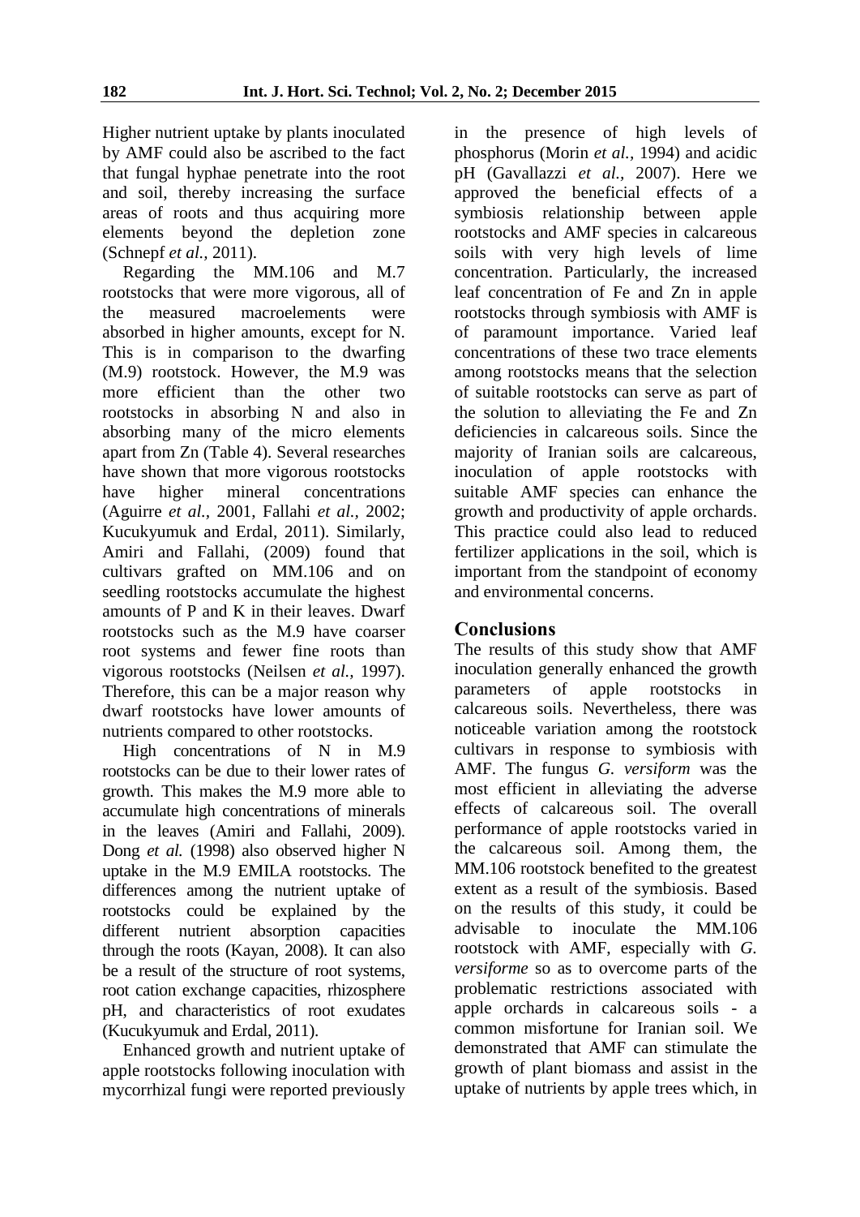Higher nutrient uptake by plants inoculated by AMF could also be ascribed to the fact that fungal hyphae penetrate into the root and soil, thereby increasing the surface areas of roots and thus acquiring more elements beyond the depletion zone (Schnepf *et al.*, 2011).

Regarding the MM.106 and M.7 rootstocks that were more vigorous, all of the measured macroelements were absorbed in higher amounts, except for N. This is in comparison to the dwarfing (M.9) rootstock. However, the M.9 was more efficient than the other two rootstocks in absorbing N and also in absorbing many of the micro elements apart from Zn (Table 4). Several researches have shown that more vigorous rootstocks have higher mineral concentrations (Aguirre *et al.*, 2001, Fallahi *et al.*, 2002; Kucukyumuk and Erdal, 2011). Similarly, Amiri and Fallahi, (2009) found that cultivars grafted on MM.106 and on seedling rootstocks accumulate the highest amounts of P and K in their leaves. Dwarf rootstocks such as the M.9 have coarser root systems and fewer fine roots than vigorous rootstocks (Neilsen *et al.*, 1997). Therefore, this can be a major reason why dwarf rootstocks have lower amounts of nutrients compared to other rootstocks.

High concentrations of N in M.9 rootstocks can be due to their lower rates of growth. This makes the M.9 more able to accumulate high concentrations of minerals in the leaves (Amiri and Fallahi, 2009). Dong *et al.* (1998) also observed higher N uptake in the M.9 EMILA rootstocks. The differences among the nutrient uptake of rootstocks could be explained by the different nutrient absorption capacities through the roots (Kayan, 2008). It can also be a result of the structure of root systems, root cation exchange capacities, rhizosphere pH, and characteristics of root exudates (Kucukyumuk and Erdal, 2011).

Enhanced growth and nutrient uptake of apple rootstocks following inoculation with mycorrhizal fungi were reported previously in the presence of high levels of phosphorus (Morin *et al.*, 1994) and acidic pH (Gavallazzi *et al.*, 2007). Here we approved the beneficial effects of a symbiosis relationship between apple rootstocks and AMF species in calcareous soils with very high levels of lime concentration. Particularly, the increased leaf concentration of Fe and Zn in apple rootstocks through symbiosis with AMF is of paramount importance. Varied leaf concentrations of these two trace elements among rootstocks means that the selection of suitable rootstocks can serve as part of the solution to alleviating the Fe and Zn deficiencies in calcareous soils. Since the majority of Iranian soils are calcareous, inoculation of apple rootstocks with suitable AMF species can enhance the growth and productivity of apple orchards. This practice could also lead to reduced fertilizer applications in the soil, which is important from the standpoint of economy and environmental concerns.

## Conclusions

The results of this study show that AMF inoculation generally enhanced the growth parameters of apple rootstocks in calcareous soils. Nevertheless, there was noticeable variation among the rootstock cultivars in response to symbiosis with AMF. The fungus *G. versiform* was the most efficient in alleviating the adverse effects of calcareous soil. The overall performance of apple rootstocks varied in the calcareous soil. Among them, the MM.106 rootstock benefited to the greatest extent as a result of the symbiosis. Based on the results of this study, it could be advisable to inoculate the MM.106 rootstock with AMF, especially with *G. versiforme* so as to overcome parts of the problematic restrictions associated with apple orchards in calcareous soils - a common misfortune for Iranian soil. We demonstrated that AMF can stimulate the growth of plant biomass and assist in the uptake of nutrients by apple trees which, in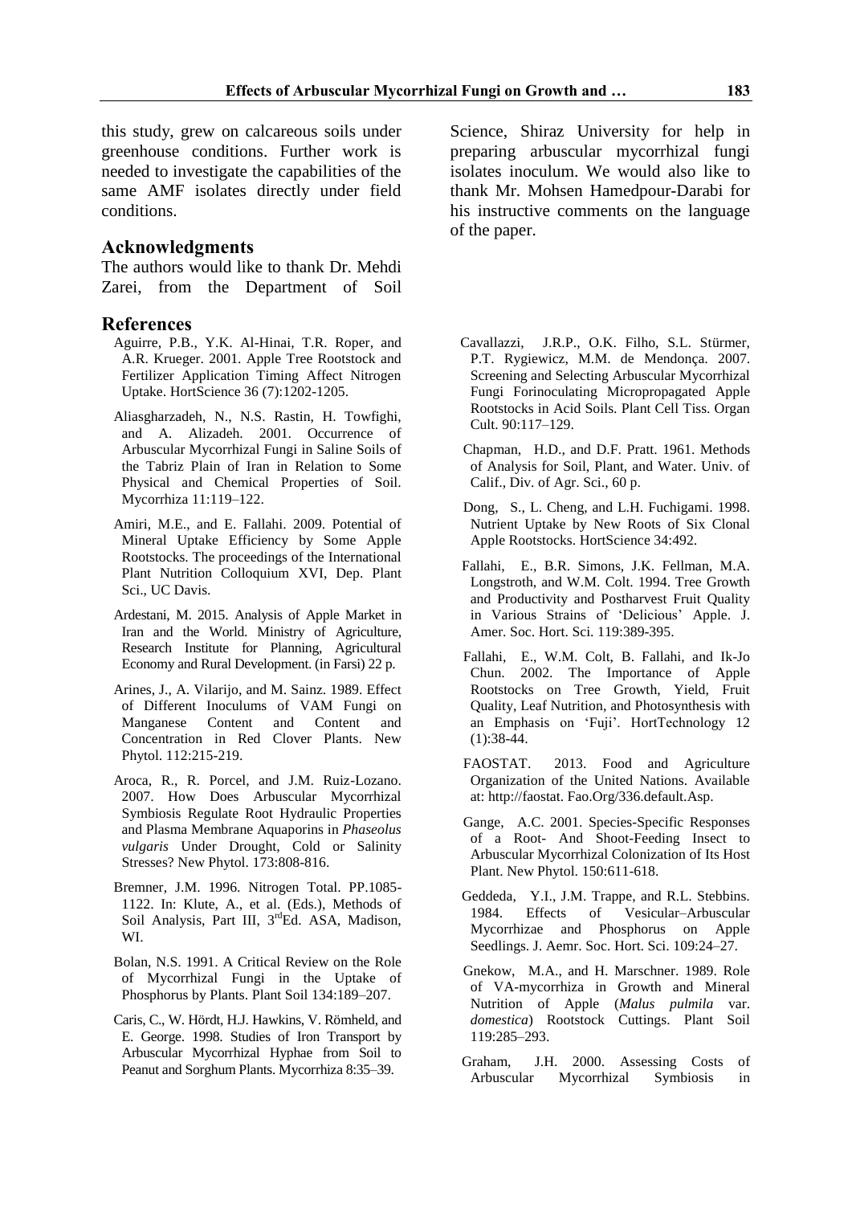this study, grew on calcareous soils under greenhouse conditions. Further work is needed to investigate the capabilities of the same AMF isolates directly under field conditions.

## Acknowledgments

The authors would like to thank Dr. Mehdi Zarei, from the Department of Soil Science, Shiraz University for help in preparing arbuscular mycorrhizal fungi isolates inoculum. We would also like to thank Mr. Mohsen Hamedpour-Darabi for his instructive comments on the language of the paper.

## References

Aguirre, P.B., Y.K. Al-Hinai, T.R. Roper, and A.R. Krueger. 2001. Apple Tree Rootstock and Fertilizer Application Timing Affect Nitrogen Uptake. HortScience 36 (7):1202-1205.

Aliasgharzadeh, N., N.S. Rastin, H. Towfighi, and A. Alizadeh. 2001. Occurrence of Arbuscular Mycorrhizal Fungi in Saline Soils of the Tabriz Plain of Iran in Relation to Some Physical and Chemical Properties of Soil. Mycorrhiza 11:119–122.

Amiri, M.E., and E. Fallahi. 2009. Potential of Mineral Uptake Efficiency by Some Apple Rootstocks. The proceedings of the International Plant Nutrition Colloquium XVI, Dep. Plant Sci., UC Davis.

Ardestani, M. 2015. Analysis of Apple Market in Iran and the World. Ministry of Agriculture, Research Institute for Planning, Agricultural Economy and Rural Development. (in Farsi) 22 p.

Arines, J., A. Vilarijo, and M. Sainz. 1989. Effect of Different Inoculums of VAM Fungi on Manganese Content and Content and Concentration in Red Clover Plants. New Phytol. 112:215-219.

Aroca, R., R. Porcel, and J.M. Ruiz-Lozano. 2007. How Does Arbuscular Mycorrhizal Symbiosis Regulate Root Hydraulic Properties and Plasma Membrane Aquaporins in *Phaseolus vulgaris* Under Drought, Cold or Salinity Stresses? New Phytol. 173:808-816.

Bremner, J.M. 1996. Nitrogen Total. PP.1085-1122. In: Klute, A., et al. (Eds.), Methods of Soil Analysis, Part III, 3rd Ed. ASA, Madison, WI.

Bolan, N.S. 1991. A Critical Review on the Role of Mycorrhizal Fungi in the Uptake of Phosphorus by Plants. Plant Soil 134:189–207.

Caris, C., W. Hördt, H.J. Hawkins, V. Römheld, and E. George. 1998. Studies of Iron Transport by Arbuscular Mycorrhizal Hyphae from Soil to Peanut and Sorghum Plants. Mycorrhiza 8:35–39.

Cavallazzi, J.R.P., O.K. Filho, S.L. Stürmer, P.T. Rygiewicz, M.M. de Mendonça. 2007. Screening and Selecting Arbuscular Mycorrhizal Fungi Forinoculating Micropropagated Apple Rootstocks in Acid Soils. Plant Cell Tiss. Organ Cult. 90:117–129.

Chapman, H.D., and D.F. Pratt. 1961. Methods of Analysis for Soil, Plant, and Water. Univ. of Calif., Div. of Agr. Sci., 60 p.

Dong, S., L. Cheng, and L.H. Fuchigami. 1998. Nutrient Uptake by New Roots of Six Clonal Apple Rootstocks. HortScience 34:492.

Fallahi, E., B.R. Simons, J.K. Fellman, M.A. Longstroth, and W.M. Colt. 1994. Tree Growth and Productivity and Postharvest Fruit Quality in Various Strains of 'Delicious' Apple. J. Amer. Soc. Hort. Sci. 119:389-395.

Fallahi, E., W.M. Colt, B. Fallahi, and Ik-Jo Chun. 2002. The Importance of Apple Rootstocks on Tree Growth, Yield, Fruit Quality, Leaf Nutrition, and Photosynthesis with an Emphasis on 'Fuji'. HortTechnology 12 (1):38-44.

FAOSTAT. 2013. Food and Agriculture Organization of the United Nations. Available at: http://faostat. Fao.Org/336.default.Asp.

Gange, A.C. 2001. Species-Specific Responses of a Root- And Shoot-Feeding Insect to Arbuscular Mycorrhizal Colonization of Its Host Plant. New Phytol. 150:611-618.

Geddeda, Y.I., J.M. Trappe, and R.L. Stebbins. 1984. Effects of Vesicular–Arbuscular Mycorrhizae and Phosphorus on Apple Seedlings. J. Aemr. Soc. Hort. Sci. 109:24–27.

Gnekow, M.A., and H. Marschner. 1989. Role of VA-mycorrhiza in Growth and Mineral Nutrition of Apple (*Malus pulmila* var. *domestica*) Rootstock Cuttings. Plant Soil 119:285–293.

Graham, J.H. 2000. Assessing Costs of Arbuscular Mycorrhizal Symbiosis in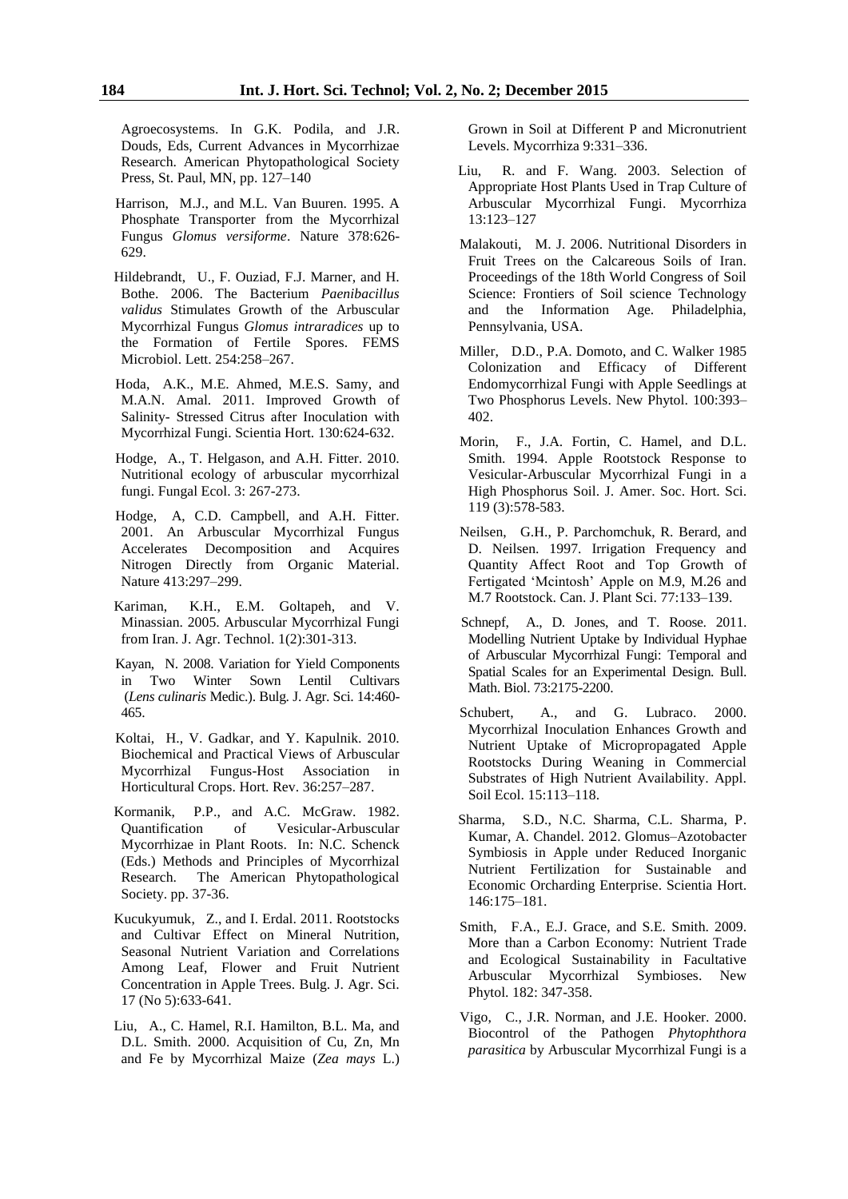Agroecosystems. In G.K. Podila, and J.R. Douds, Eds, Current Advances in Mycorrhizae Research. American Phytopathological Society Press, St. Paul, MN, pp. 127–140

Harrison, M.J., and M.L. Van Buuren. 1995. A Phosphate Transporter from the Mycorrhizal Fungus *Glomus versiforme*. Nature 378:626-629.

Hildebrandt, U., F. Ouziad, F.J. Marner, and H. Bothe. 2006. The Bacterium *Paenibacillus validus* Stimulates Growth of the Arbuscular Mycorrhizal Fungus *Glomus intraradices* up to the Formation of Fertile Spores. FEMS Microbiol. Lett. 254:258–267.

Hoda, A.K., M.E. Ahmed, M.E.S. Samy, and M.A.N. Amal. 2011. Improved Growth of Salinity- Stressed Citrus after Inoculation with Mycorrhizal Fungi. Scientia Hort. 130:624-632.

Hodge, A., T. Helgason, and A.H. Fitter. 2010. Nutritional ecology of arbuscular mycorrhizal fungi. Fungal Ecol. 3: 267-273.

Hodge, A, C.D. Campbell, and A.H. Fitter. 2001. An Arbuscular Mycorrhizal Fungus Accelerates Decomposition and Acquires Nitrogen Directly from Organic Material. Nature 413:297–299.

Kariman, K.H., E.M. Goltapeh, and V. Minassian. 2005. Arbuscular Mycorrhizal Fungi from Iran. J. Agr. Technol. 1(2):301-313.

Kayan, N. 2008. Variation for Yield Components in Two Winter Sown Lentil Cultivars (*Lens culinaris* Medic.). Bulg. J. Agr. Sci. 14:460-465.

Koltai, H., V. Gadkar, and Y. Kapulnik. 2010. Biochemical and Practical Views of Arbuscular Mycorrhizal Fungus-Host Association in Horticultural Crops. Hort. Rev. 36:257–287.

Kormanik, P.P., and A.C. McGraw. 1982. Quantification of Vesicular-Arbuscular Mycorrhizae in Plant Roots. In: N.C. Schenck (Eds.) Methods and Principles of Mycorrhizal Research. The American Phytopathological Society. pp. 37-36.

Kucukyumuk, Z., and I. Erdal. 2011. Rootstocks and Cultivar Effect on Mineral Nutrition, Seasonal Nutrient Variation and Correlations Among Leaf, Flower and Fruit Nutrient Concentration in Apple Trees. Bulg. J. Agr. Sci. 17 (No 5):633-641.

Liu, A., C. Hamel, R.I. Hamilton, B.L. Ma, and D.L. Smith. 2000. Acquisition of Cu, Zn, Mn and Fe by Mycorrhizal Maize (*Zea mays* L.) Grown in Soil at Different P and Micronutrient Levels. Mycorrhiza 9:331–336.

Liu, R. and F. Wang. 2003. Selection of Appropriate Host Plants Used in Trap Culture of Arbuscular Mycorrhizal Fungi. Mycorrhiza 13:123–127

Malakouti, M. J. 2006. Nutritional Disorders in Fruit Trees on the Calcareous Soils of Iran. Proceedings of the 18th World Congress of Soil Science: Frontiers of Soil science Technology and the Information Age. Philadelphia, Pennsylvania, USA.

Miller, D.D., P.A. Domoto, and C. Walker 1985 Colonization and Efficacy of Different Endomycorrhizal Fungi with Apple Seedlings at Two Phosphorus Levels. New Phytol. 100:393–402.

Morin, F., J.A. Fortin, C. Hamel, and D.L. Smith. 1994. Apple Rootstock Response to Vesicular-Arbuscular Mycorrhizal Fungi in a High Phosphorus Soil. J. Amer. Soc. Hort. Sci. 119 (3):578-583.

Neilsen, G.H., P. Parchomchuk, R. Berard, and D. Neilsen. 1997. Irrigation Frequency and Quantity Affect Root and Top Growth of Fertigated 'Mcintosh' Apple on M.9, M.26 and M.7 Rootstock. Can. J. Plant Sci. 77:133–139.

Schnepf, A., D. Jones, and T. Roose. 2011. Modelling Nutrient Uptake by Individual Hyphae of Arbuscular Mycorrhizal Fungi: Temporal and Spatial Scales for an Experimental Design. Bull. Math. Biol. 73:2175-2200.

Schubert, A., and G. Lubraco. 2000. Mycorrhizal Inoculation Enhances Growth and Nutrient Uptake of Micropropagated Apple Rootstocks During Weaning in Commercial Substrates of High Nutrient Availability. Appl. Soil Ecol. 15:113–118.

Sharma, S.D., N.C. Sharma, C.L. Sharma, P. Kumar, A. Chandel. 2012. Glomus–Azotobacter Symbiosis in Apple under Reduced Inorganic Nutrient Fertilization for Sustainable and Economic Orcharding Enterprise. Scientia Hort. 146:175–181.

Smith, F.A., E.J. Grace, and S.E. Smith. 2009. More than a Carbon Economy: Nutrient Trade and Ecological Sustainability in Facultative Arbuscular Mycorrhizal Symbioses. New Phytol. 182: 347-358.

Vigo, C., J.R. Norman, and J.E. Hooker. 2000. Biocontrol of the Pathogen *Phytophthora parasitica* by Arbuscular Mycorrhizal Fungi is a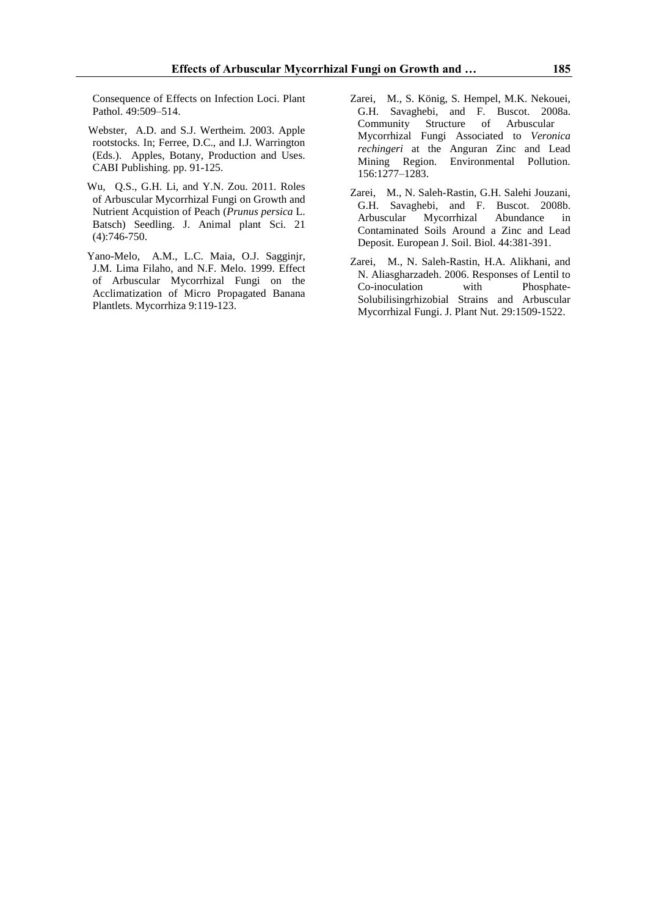Consequence of Effects on Infection Loci. Plant Pathol. 49:509–514.

Webster, A.D. and S.J. Wertheim. 2003. Apple rootstocks. In; Ferree, D.C., and I.J. Warrington (Eds.). Apples, Botany, Production and Uses. CABI Publishing. pp. 91-125.

Wu, Q.S., G.H. Li, and Y.N. Zou. 2011. Roles of Arbuscular Mycorrhizal Fungi on Growth and Nutrient Acquistion of Peach (*Prunus persica* L. Batsch) Seedling. J. Animal plant Sci. 21 (4):746-750.

Yano-Melo, A.M., L.C. Maia, O.J. Sagginjr, J.M. Lima Filaho, and N.F. Melo. 1999. Effect of Arbuscular Mycorrhizal Fungi on the Acclimatization of Micro Propagated Banana Plantlets. Mycorrhiza 9:119-123.

Zarei, M., S. König, S. Hempel, M.K. Nekouei, G.H. Savaghebi, and F. Buscot. 2008a. Community Structure of Arbuscular Mycorrhizal Fungi Associated to *Veronica rechingeri* at the Anguran Zinc and Lead Mining Region. Environmental Pollution. 156:1277–1283.

Zarei, M., N. Saleh-Rastin, G.H. Salehi Jouzani, G.H. Savaghebi, and F. Buscot. 2008b. Arbuscular Mycorrhizal Abundance in Contaminated Soils Around a Zinc and Lead Deposit. European J. Soil. Biol. 44:381-391.

Zarei, M., N. Saleh-Rastin, H.A. Alikhani, and N. Aliasgharzadeh. 2006. Responses of Lentil to Co-inoculation with Phosphate-Solubilisingrhizobial Strains and Arbuscular Mycorrhizal Fungi. J. Plant Nut. 29:1509-1522.